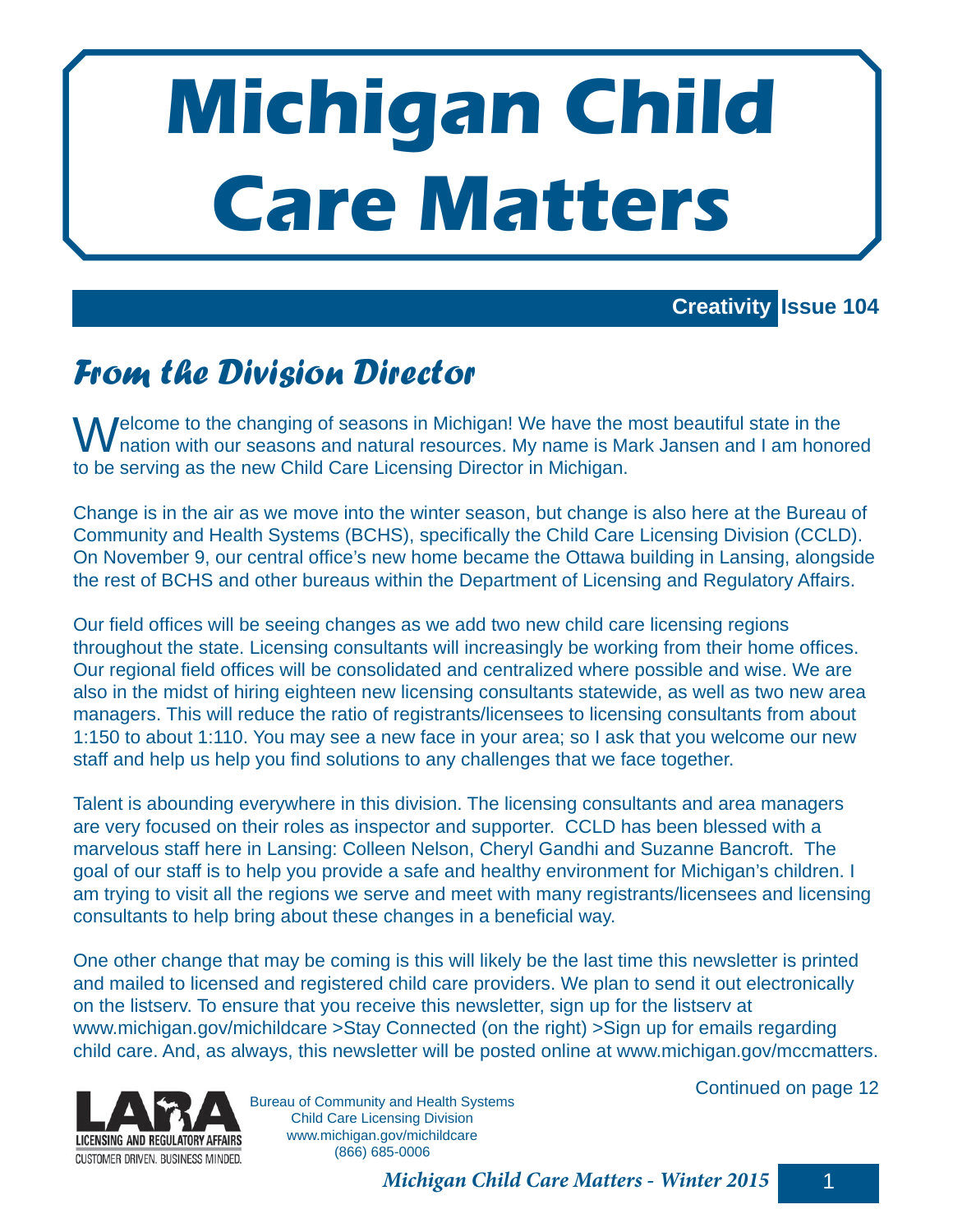# Michigan Child Care Matters

**Creativity** **Issue 104**

## From the Division Director

Welcome to the changing of seasons in Michigan! We have the most beautiful state in the nation with our seasons and natural resources. My name is Mark Jansen and I am honored to be serving as the new Child Care Licensing Director in Michigan.

Change is in the air as we move into the winter season, but change is also here at the Bureau of Community and Health Systems (BCHS), specifically the Child Care Licensing Division (CCLD). On November 9, our central office's new home became the Ottawa building in Lansing, alongside the rest of BCHS and other bureaus within the Department of Licensing and Regulatory Affairs.

Our field offices will be seeing changes as we add two new child care licensing regions throughout the state. Licensing consultants will increasingly be working from their home offices. Our regional field offices will be consolidated and centralized where possible and wise. We are also in the midst of hiring eighteen new licensing consultants statewide, as well as two new area managers. This will reduce the ratio of registrants/licensees to licensing consultants from about 1:150 to about 1:110. You may see a new face in your area; so I ask that you welcome our new staff and help us help you find solutions to any challenges that we face together.

Talent is abounding everywhere in this division. The licensing consultants and area managers are very focused on their roles as inspector and supporter. CCLD has been blessed with a marvelous staff here in Lansing: Colleen Nelson, Cheryl Gandhi and Suzanne Bancroft. The goal of our staff is to help you provide a safe and healthy environment for Michigan's children. I am trying to visit all the regions we serve and meet with many registrants/licensees and licensing consultants to help bring about these changes in a beneficial way.

One other change that may be coming is this will likely be the last time this newsletter is printed and mailed to licensed and registered child care providers. We plan to send it out electronically on the listserv. To ensure that you receive this newsletter, sign up for the listserv at www.michigan.gov/michildcare >Stay Connected (on the right) >Sign up for emails regarding child care. And, as always, this newsletter will be posted online at www.michigan.gov/mccmatters.

Continued on page 12

LARA
LICENSING AND REGULATORY AFFAIRS
CUSTOMER DRIVEN. BUSINESS MINDED.

Bureau of Community and Health Systems
Child Care Licensing Division
www.michigan.gov/michildcare
(866) 685-0006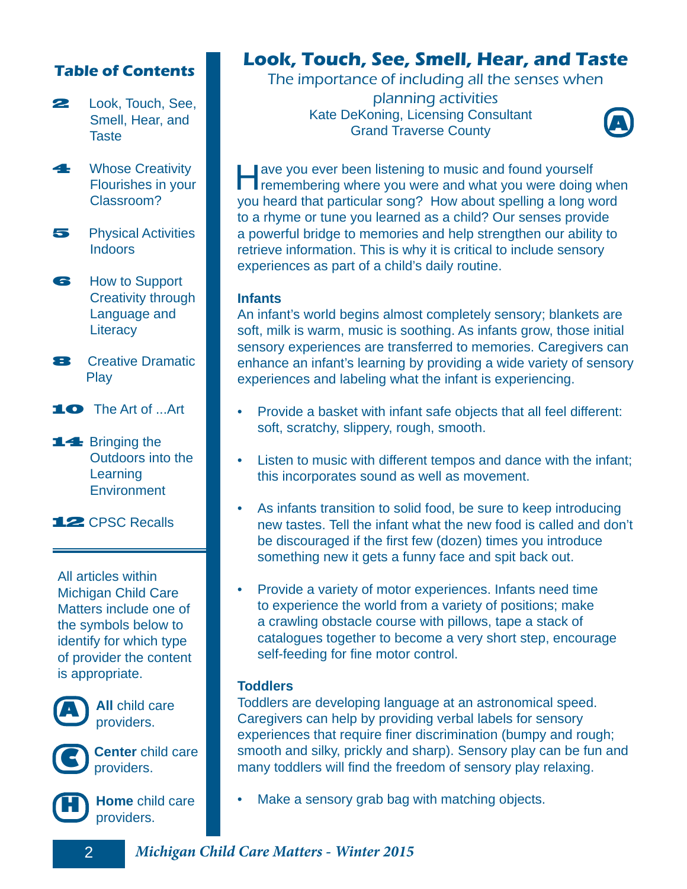## Table of Contents

- **2** Look, Touch, See, Smell, Hear, and Taste
- **4** Whose Creativity Flourishes in your Classroom?
- **5** Physical Activities Indoors
- **6** How to Support Creativity through Language and Literacy
- **8** Creative Dramatic Play
- **10** The Art of ...Art
- **14** Bringing the Outdoors into the Learning Environment
- **12** CPSC Recalls

All articles within Michigan Child Care Matters include one of the symbols below to identify for which type of provider the content is appropriate.

- **A** — **All** child care providers.
- **C** — **Center** child care providers.
- **H** — **Home** child care providers.

# Look, Touch, See, Smell, Hear, and Taste

*The importance of including all the senses when planning activities*

Kate DeKoning, Licensing Consultant
Grand Traverse County

(A)

Have you ever been listening to music and found yourself remembering where you were and what you were doing when you heard that particular song? How about spelling a long word to a rhyme or tune you learned as a child? Our senses provide a powerful bridge to memories and help strengthen our ability to retrieve information. This is why it is critical to include sensory experiences as part of a child's daily routine.

### Infants

An infant's world begins almost completely sensory; blankets are soft, milk is warm, music is soothing. As infants grow, those initial sensory experiences are transferred to memories. Caregivers can enhance an infant's learning by providing a wide variety of sensory experiences and labeling what the infant is experiencing.

- Provide a basket with infant safe objects that all feel different: soft, scratchy, slippery, rough, smooth.
- Listen to music with different tempos and dance with the infant; this incorporates sound as well as movement.
- As infants transition to solid food, be sure to keep introducing new tastes. Tell the infant what the new food is called and don't be discouraged if the first few (dozen) times you introduce something new it gets a funny face and spit back out.
- Provide a variety of motor experiences. Infants need time to experience the world from a variety of positions; make a crawling obstacle course with pillows, tape a stack of catalogues together to become a very short step, encourage self-feeding for fine motor control.

### Toddlers

Toddlers are developing language at an astronomical speed. Caregivers can help by providing verbal labels for sensory experiences that require finer discrimination (bumpy and rough; smooth and silky, prickly and sharp). Sensory play can be fun and many toddlers will find the freedom of sensory play relaxing.

- Make a sensory grab bag with matching objects.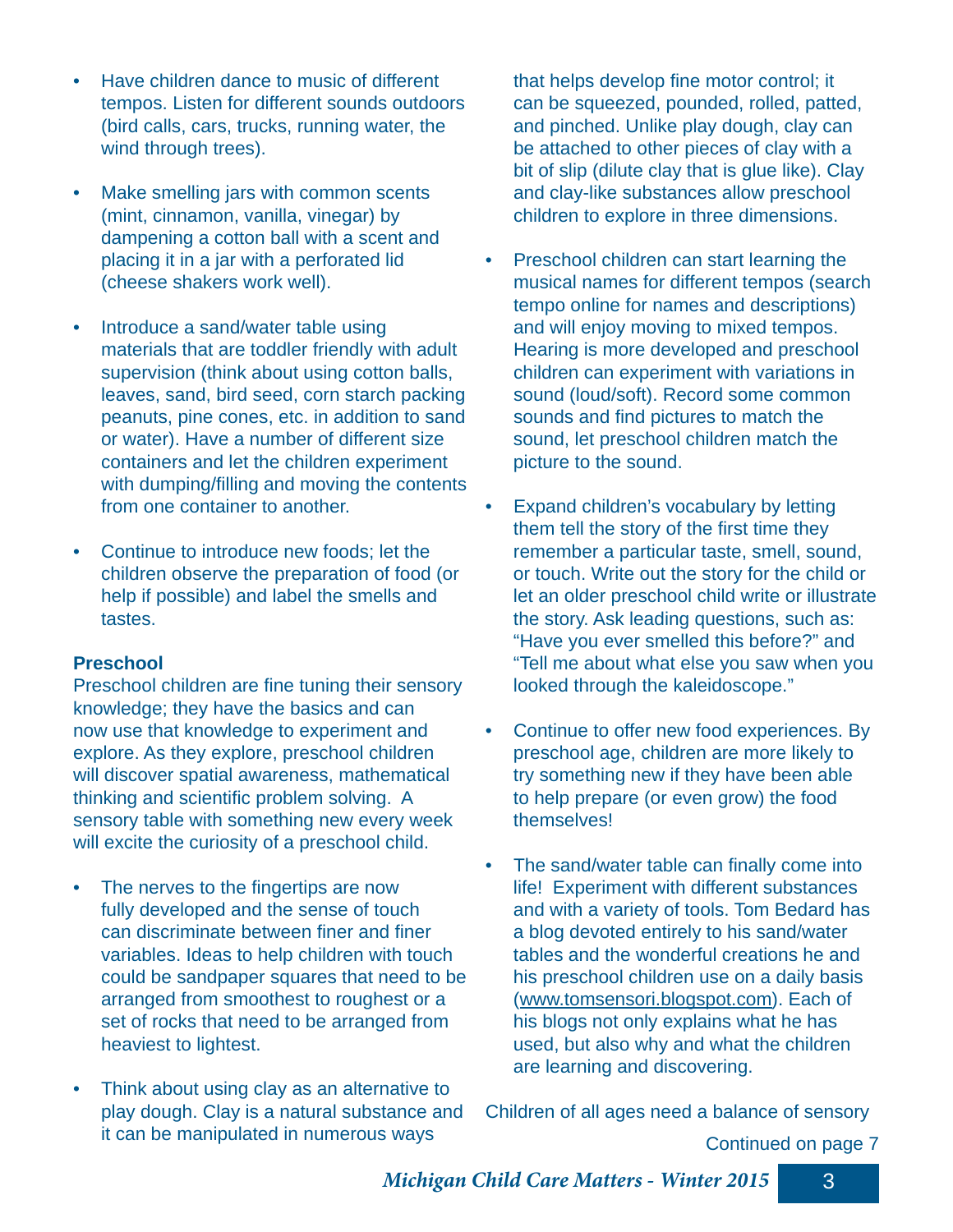- Have children dance to music of different tempos. Listen for different sounds outdoors (bird calls, cars, trucks, running water, the wind through trees).

- Make smelling jars with common scents (mint, cinnamon, vanilla, vinegar) by dampening a cotton ball with a scent and placing it in a jar with a perforated lid (cheese shakers work well).

- Introduce a sand/water table using materials that are toddler friendly with adult supervision (think about using cotton balls, leaves, sand, bird seed, corn starch packing peanuts, pine cones, etc. in addition to sand or water). Have a number of different size containers and let the children experiment with dumping/filling and moving the contents from one container to another.

- Continue to introduce new foods; let the children observe the preparation of food (or help if possible) and label the smells and tastes.

**Preschool**

Preschool children are fine tuning their sensory knowledge; they have the basics and can now use that knowledge to experiment and explore. As they explore, preschool children will discover spatial awareness, mathematical thinking and scientific problem solving. A sensory table with something new every week will excite the curiosity of a preschool child.

- The nerves to the fingertips are now fully developed and the sense of touch can discriminate between finer and finer variables. Ideas to help children with touch could be sandpaper squares that need to be arranged from smoothest to roughest or a set of rocks that need to be arranged from heaviest to lightest.

- Think about using clay as an alternative to play dough. Clay is a natural substance and it can be manipulated in numerous ways that helps develop fine motor control; it can be squeezed, pounded, rolled, patted, and pinched. Unlike play dough, clay can be attached to other pieces of clay with a bit of slip (dilute clay that is glue like). Clay and clay-like substances allow preschool children to explore in three dimensions.

- Preschool children can start learning the musical names for different tempos (search tempo online for names and descriptions) and will enjoy moving to mixed tempos. Hearing is more developed and preschool children can experiment with variations in sound (loud/soft). Record some common sounds and find pictures to match the sound, let preschool children match the picture to the sound.

- Expand children's vocabulary by letting them tell the story of the first time they remember a particular taste, smell, sound, or touch. Write out the story for the child or let an older preschool child write or illustrate the story. Ask leading questions, such as: "Have you ever smelled this before?" and "Tell me about what else you saw when you looked through the kaleidoscope."

- Continue to offer new food experiences. By preschool age, children are more likely to try something new if they have been able to help prepare (or even grow) the food themselves!

- The sand/water table can finally come into life! Experiment with different substances and with a variety of tools. Tom Bedard has a blog devoted entirely to his sand/water tables and the wonderful creations he and his preschool children use on a daily basis (www.tomsensori.blogspot.com). Each of his blogs not only explains what he has used, but also why and what the children are learning and discovering.

Children of all ages need a balance of sensory

Continued on page 7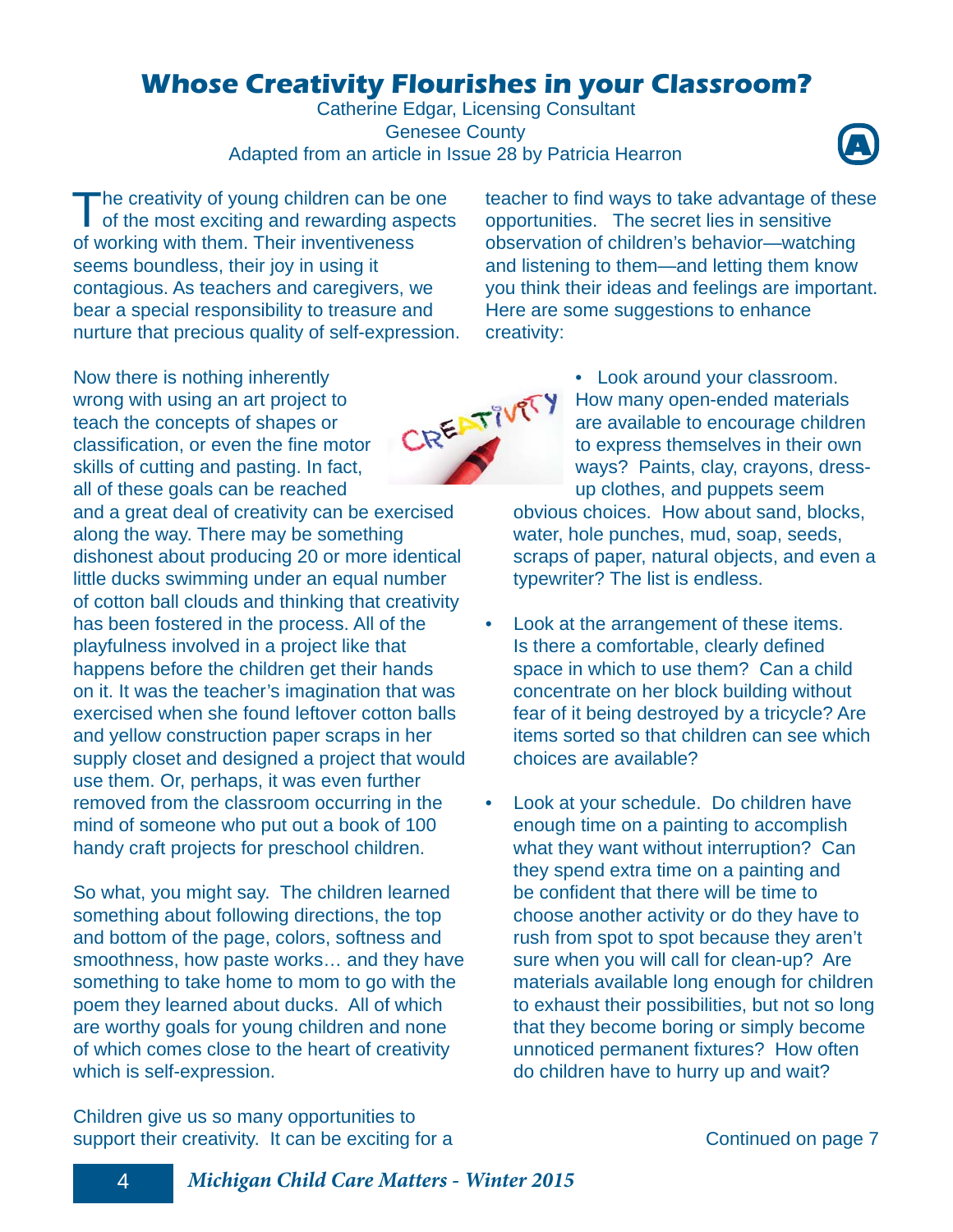# Whose Creativity Flourishes in your Classroom?

Catherine Edgar, Licensing Consultant
Genesee County
Adapted from an article in Issue 28 by Patricia Hearron

The creativity of young children can be one of the most exciting and rewarding aspects of working with them. Their inventiveness seems boundless, their joy in using it contagious. As teachers and caregivers, we bear a special responsibility to treasure and nurture that precious quality of self-expression.

Now there is nothing inherently wrong with using an art project to teach the concepts of shapes or classification, or even the fine motor skills of cutting and pasting. In fact, all of these goals can be reached and a great deal of creativity can be exercised along the way. There may be something dishonest about producing 20 or more identical little ducks swimming under an equal number of cotton ball clouds and thinking that creativity has been fostered in the process. All of the playfulness involved in a project like that happens before the children get their hands on it. It was the teacher's imagination that was exercised when she found leftover cotton balls and yellow construction paper scraps in her supply closet and designed a project that would use them. Or, perhaps, it was even further removed from the classroom occurring in the mind of someone who put out a book of 100 handy craft projects for preschool children.

So what, you might say. The children learned something about following directions, the top and bottom of the page, colors, softness and smoothness, how paste works… and they have something to take home to mom to go with the poem they learned about ducks. All of which are worthy goals for young children and none of which comes close to the heart of creativity which is self-expression.

Children give us so many opportunities to support their creativity. It can be exciting for a teacher to find ways to take advantage of these opportunities. The secret lies in sensitive observation of children's behavior—watching and listening to them—and letting them know you think their ideas and feelings are important. Here are some suggestions to enhance creativity:

- Look around your classroom. How many open-ended materials are available to encourage children to express themselves in their own ways? Paints, clay, crayons, dress-up clothes, and puppets seem obvious choices. How about sand, blocks, water, hole punches, mud, soap, seeds, scraps of paper, natural objects, and even a typewriter? The list is endless.
- Look at the arrangement of these items. Is there a comfortable, clearly defined space in which to use them? Can a child concentrate on her block building without fear of it being destroyed by a tricycle? Are items sorted so that children can see which choices are available?
- Look at your schedule. Do children have enough time on a painting to accomplish what they want without interruption? Can they spend extra time on a painting and be confident that there will be time to choose another activity or do they have to rush from spot to spot because they aren't sure when you will call for clean-up? Are materials available long enough for children to exhaust their possibilities, but not so long that they become boring or simply become unnoticed permanent fixtures? How often do children have to hurry up and wait?

Continued on page 7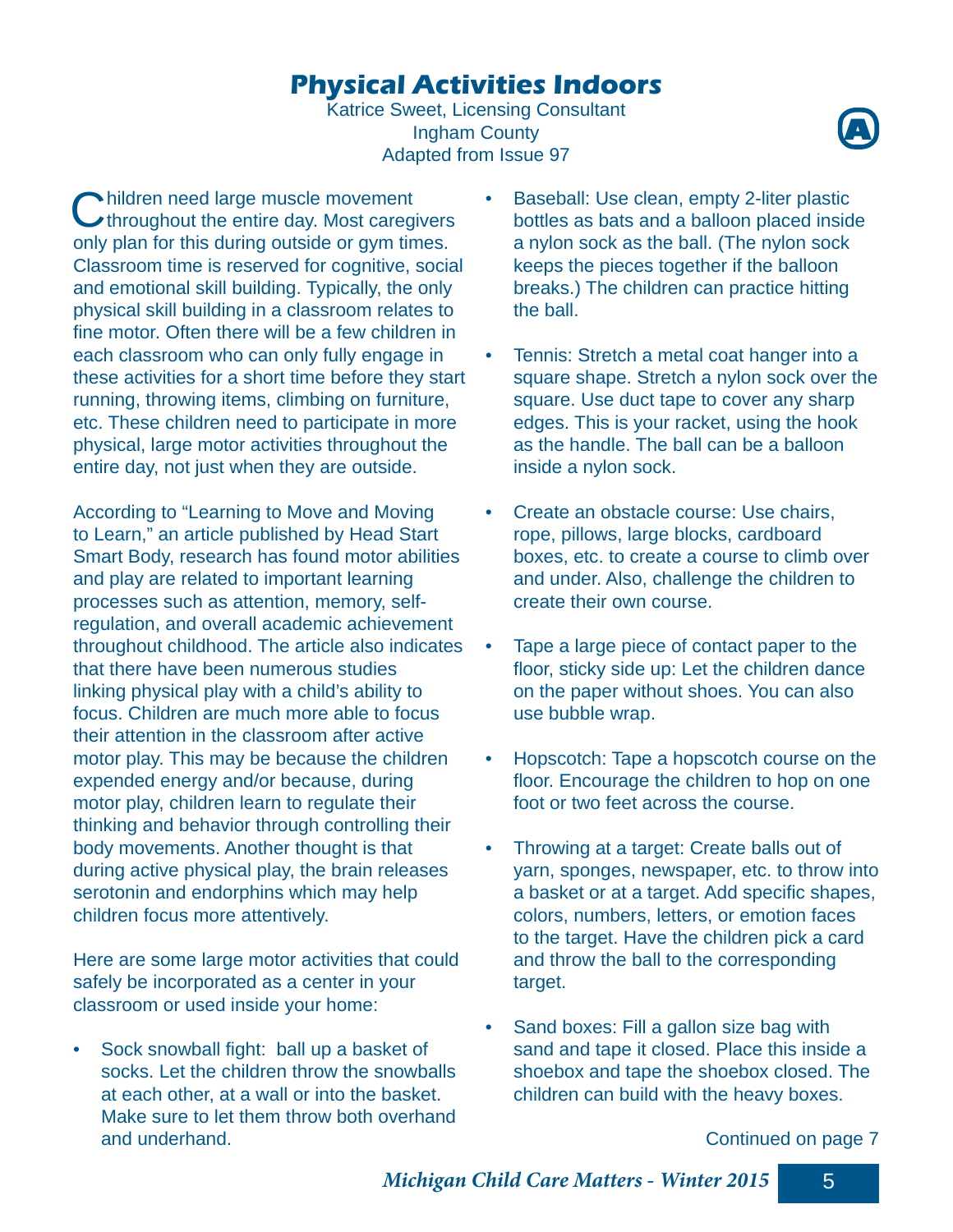# Physical Activities Indoors

Katrice Sweet, Licensing Consultant
Ingham County
Adapted from Issue 97

Children need large muscle movement throughout the entire day. Most caregivers only plan for this during outside or gym times. Classroom time is reserved for cognitive, social and emotional skill building. Typically, the only physical skill building in a classroom relates to fine motor. Often there will be a few children in each classroom who can only fully engage in these activities for a short time before they start running, throwing items, climbing on furniture, etc. These children need to participate in more physical, large motor activities throughout the entire day, not just when they are outside.

According to "Learning to Move and Moving to Learn," an article published by Head Start Smart Body, research has found motor abilities and play are related to important learning processes such as attention, memory, self-regulation, and overall academic achievement throughout childhood. The article also indicates that there have been numerous studies linking physical play with a child's ability to focus. Children are much more able to focus their attention in the classroom after active motor play. This may be because the children expended energy and/or because, during motor play, children learn to regulate their thinking and behavior through controlling their body movements. Another thought is that during active physical play, the brain releases serotonin and endorphins which may help children focus more attentively.

Here are some large motor activities that could safely be incorporated as a center in your classroom or used inside your home:

- Sock snowball fight: ball up a basket of socks. Let the children throw the snowballs at each other, at a wall or into the basket. Make sure to let them throw both overhand and underhand.
- Baseball: Use clean, empty 2-liter plastic bottles as bats and a balloon placed inside a nylon sock as the ball. (The nylon sock keeps the pieces together if the balloon breaks.) The children can practice hitting the ball.
- Tennis: Stretch a metal coat hanger into a square shape. Stretch a nylon sock over the square. Use duct tape to cover any sharp edges. This is your racket, using the hook as the handle. The ball can be a balloon inside a nylon sock.
- Create an obstacle course: Use chairs, rope, pillows, large blocks, cardboard boxes, etc. to create a course to climb over and under. Also, challenge the children to create their own course.
- Tape a large piece of contact paper to the floor, sticky side up: Let the children dance on the paper without shoes. You can also use bubble wrap.
- Hopscotch: Tape a hopscotch course on the floor. Encourage the children to hop on one foot or two feet across the course.
- Throwing at a target: Create balls out of yarn, sponges, newspaper, etc. to throw into a basket or at a target. Add specific shapes, colors, numbers, letters, or emotion faces to the target. Have the children pick a card and throw the ball to the corresponding target.
- Sand boxes: Fill a gallon size bag with sand and tape it closed. Place this inside a shoebox and tape the shoebox closed. The children can build with the heavy boxes.

Continued on page 7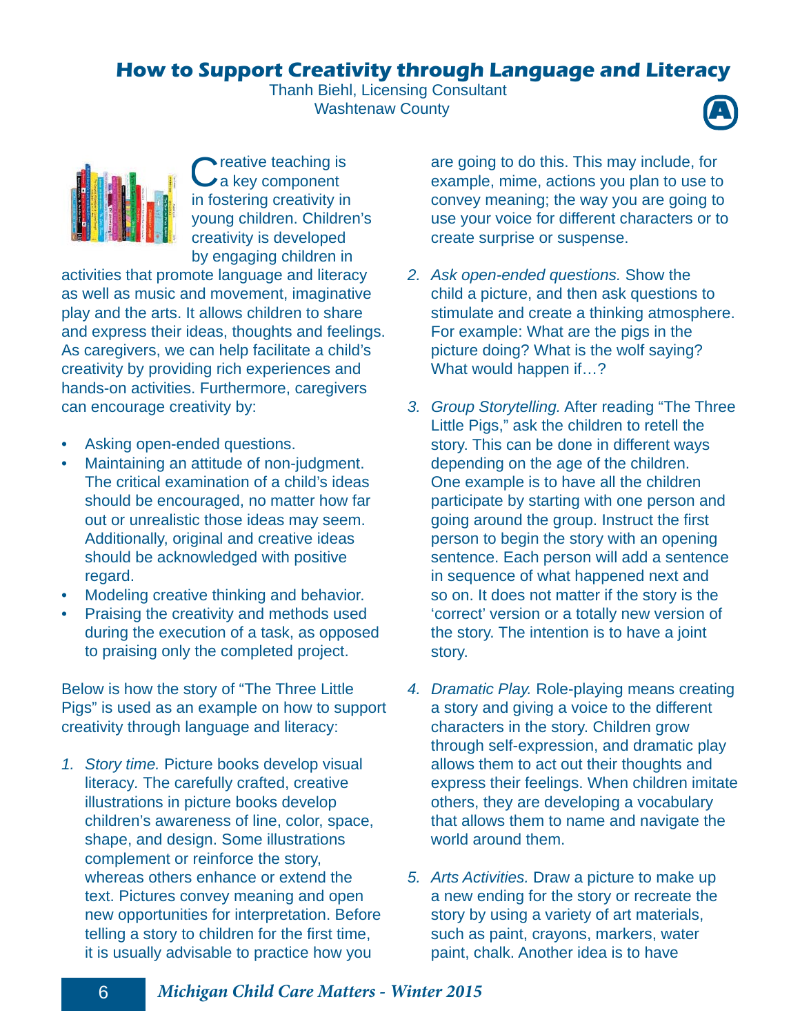# How to Support Creativity through Language and Literacy

Thanh Biehl, Licensing Consultant
Washtenaw County

Creative teaching is a key component in fostering creativity in young children. Children's creativity is developed by engaging children in activities that promote language and literacy as well as music and movement, imaginative play and the arts. It allows children to share and express their ideas, thoughts and feelings. As caregivers, we can help facilitate a child's creativity by providing rich experiences and hands-on activities. Furthermore, caregivers can encourage creativity by:

- Asking open-ended questions.
- Maintaining an attitude of non-judgment. The critical examination of a child's ideas should be encouraged, no matter how far out or unrealistic those ideas may seem. Additionally, original and creative ideas should be acknowledged with positive regard.
- Modeling creative thinking and behavior.
- Praising the creativity and methods used during the execution of a task, as opposed to praising only the completed project.

Below is how the story of "The Three Little Pigs" is used as an example on how to support creativity through language and literacy:

1. *Story time.* Picture books develop visual literacy. The carefully crafted, creative illustrations in picture books develop children's awareness of line, color, space, shape, and design. Some illustrations complement or reinforce the story, whereas others enhance or extend the text. Pictures convey meaning and open new opportunities for interpretation. Before telling a story to children for the first time, it is usually advisable to practice how you are going to do this. This may include, for example, mime, actions you plan to use to convey meaning; the way you are going to use your voice for different characters or to create surprise or suspense.

2. *Ask open-ended questions.* Show the child a picture, and then ask questions to stimulate and create a thinking atmosphere. For example: What are the pigs in the picture doing? What is the wolf saying? What would happen if…?

3. *Group Storytelling.* After reading "The Three Little Pigs," ask the children to retell the story. This can be done in different ways depending on the age of the children. One example is to have all the children participate by starting with one person and going around the group. Instruct the first person to begin the story with an opening sentence. Each person will add a sentence in sequence of what happened next and so on. It does not matter if the story is the 'correct' version or a totally new version of the story. The intention is to have a joint story.

4. *Dramatic Play.* Role-playing means creating a story and giving a voice to the different characters in the story. Children grow through self-expression, and dramatic play allows them to act out their thoughts and express their feelings. When children imitate others, they are developing a vocabulary that allows them to name and navigate the world around them.

5. *Arts Activities.* Draw a picture to make up a new ending for the story or recreate the story by using a variety of art materials, such as paint, crayons, markers, water paint, chalk. Another idea is to have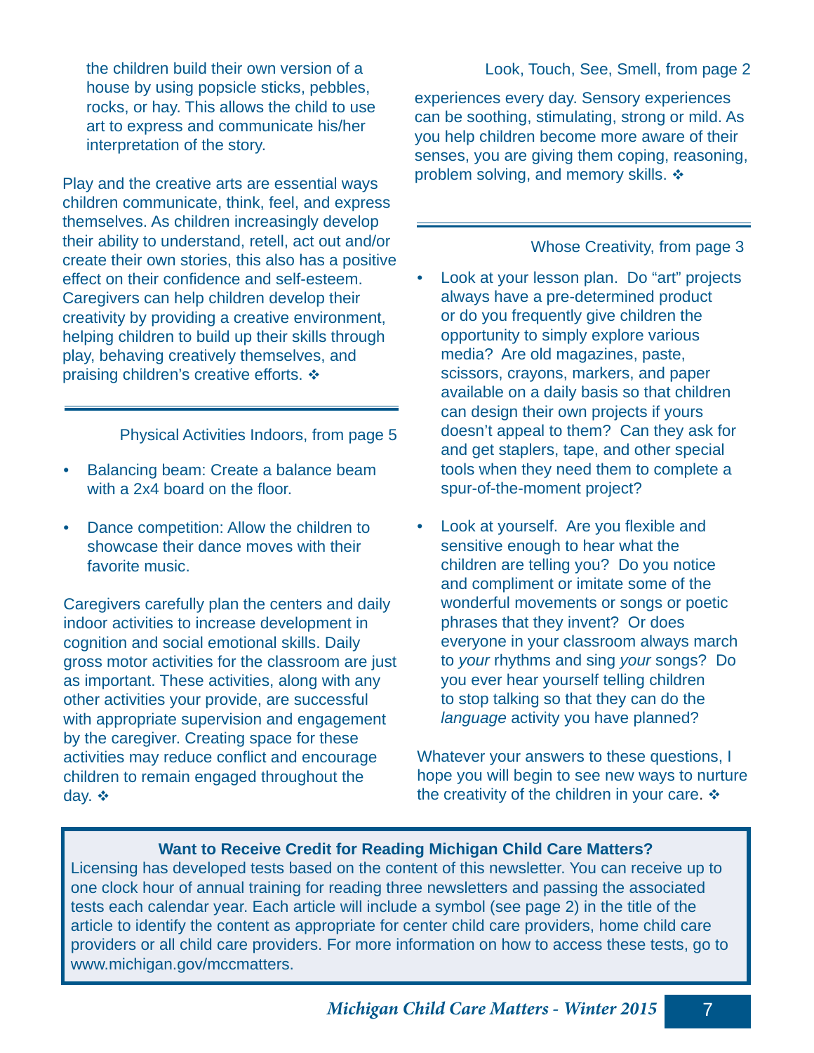the children build their own version of a house by using popsicle sticks, pebbles, rocks, or hay. This allows the child to use art to express and communicate his/her interpretation of the story.

Play and the creative arts are essential ways children communicate, think, feel, and express themselves. As children increasingly develop their ability to understand, retell, act out and/or create their own stories, this also has a positive effect on their confidence and self-esteem. Caregivers can help children develop their creativity by providing a creative environment, helping children to build up their skills through play, behaving creatively themselves, and praising children's creative efforts. ❖

---

Physical Activities Indoors, from page 5

- Balancing beam: Create a balance beam with a 2x4 board on the floor.
- Dance competition: Allow the children to showcase their dance moves with their favorite music.

Caregivers carefully plan the centers and daily indoor activities to increase development in cognition and social emotional skills. Daily gross motor activities for the classroom are just as important. These activities, along with any other activities your provide, are successful with appropriate supervision and engagement by the caregiver. Creating space for these activities may reduce conflict and encourage children to remain engaged throughout the day. ❖

---

Look, Touch, See, Smell, from page 2

experiences every day. Sensory experiences can be soothing, stimulating, strong or mild. As you help children become more aware of their senses, you are giving them coping, reasoning, problem solving, and memory skills. ❖

---

Whose Creativity, from page 3

- Look at your lesson plan. Do "art" projects always have a pre-determined product or do you frequently give children the opportunity to simply explore various media? Are old magazines, paste, scissors, crayons, markers, and paper available on a daily basis so that children can design their own projects if yours doesn't appeal to them? Can they ask for and get staplers, tape, and other special tools when they need them to complete a spur-of-the-moment project?
- Look at yourself. Are you flexible and sensitive enough to hear what the children are telling you? Do you notice and compliment or imitate some of the wonderful movements or songs or poetic phrases that they invent? Or does everyone in your classroom always march to *your* rhythms and sing *your* songs? Do you ever hear yourself telling children to stop talking so that they can do the *language* activity you have planned?

Whatever your answers to these questions, I hope you will begin to see new ways to nurture the creativity of the children in your care. ❖

---

**Want to Receive Credit for Reading Michigan Child Care Matters?**

Licensing has developed tests based on the content of this newsletter. You can receive up to one clock hour of annual training for reading three newsletters and passing the associated tests each calendar year. Each article will include a symbol (see page 2) in the title of the article to identify the content as appropriate for center child care providers, home child care providers or all child care providers. For more information on how to access these tests, go to www.michigan.gov/mccmatters.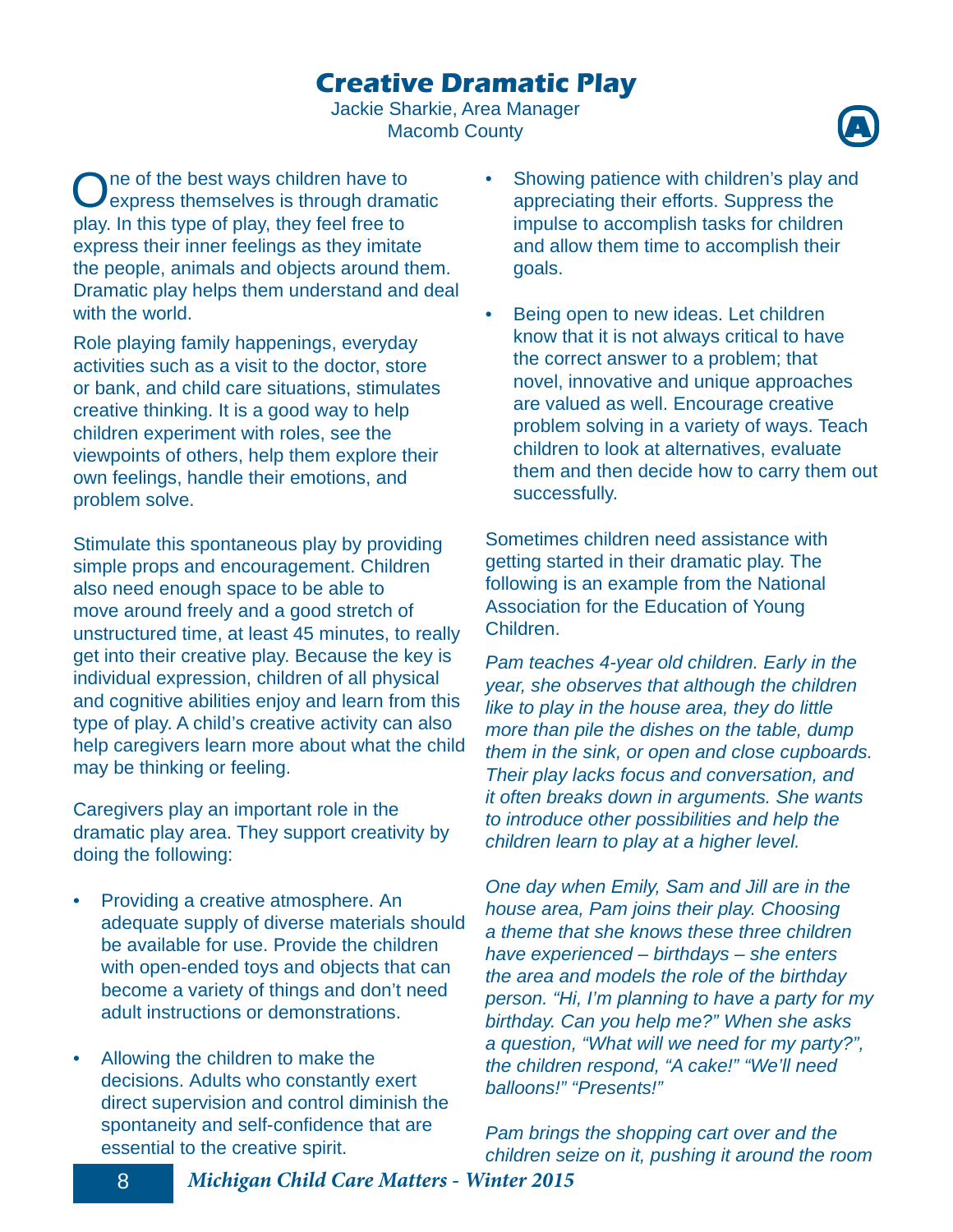# Creative Dramatic Play

Jackie Sharkie, Area Manager
Macomb County

One of the best ways children have to express themselves is through dramatic play. In this type of play, they feel free to express their inner feelings as they imitate the people, animals and objects around them. Dramatic play helps them understand and deal with the world.

Role playing family happenings, everyday activities such as a visit to the doctor, store or bank, and child care situations, stimulates creative thinking. It is a good way to help children experiment with roles, see the viewpoints of others, help them explore their own feelings, handle their emotions, and problem solve.

Stimulate this spontaneous play by providing simple props and encouragement. Children also need enough space to be able to move around freely and a good stretch of unstructured time, at least 45 minutes, to really get into their creative play. Because the key is individual expression, children of all physical and cognitive abilities enjoy and learn from this type of play. A child's creative activity can also help caregivers learn more about what the child may be thinking or feeling.

Caregivers play an important role in the dramatic play area. They support creativity by doing the following:

- Providing a creative atmosphere. An adequate supply of diverse materials should be available for use. Provide the children with open-ended toys and objects that can become a variety of things and don't need adult instructions or demonstrations.
- Allowing the children to make the decisions. Adults who constantly exert direct supervision and control diminish the spontaneity and self-confidence that are essential to the creative spirit.
- Showing patience with children's play and appreciating their efforts. Suppress the impulse to accomplish tasks for children and allow them time to accomplish their goals.
- Being open to new ideas. Let children know that it is not always critical to have the correct answer to a problem; that novel, innovative and unique approaches are valued as well. Encourage creative problem solving in a variety of ways. Teach children to look at alternatives, evaluate them and then decide how to carry them out successfully.

Sometimes children need assistance with getting started in their dramatic play. The following is an example from the National Association for the Education of Young Children.

*Pam teaches 4-year old children. Early in the year, she observes that although the children like to play in the house area, they do little more than pile the dishes on the table, dump them in the sink, or open and close cupboards. Their play lacks focus and conversation, and it often breaks down in arguments. She wants to introduce other possibilities and help the children learn to play at a higher level.*

*One day when Emily, Sam and Jill are in the house area, Pam joins their play. Choosing a theme that she knows these three children have experienced – birthdays – she enters the area and models the role of the birthday person. "Hi, I'm planning to have a party for my birthday. Can you help me?" When she asks a question, "What will we need for my party?", the children respond, "A cake!" "We'll need balloons!" "Presents!"*

*Pam brings the shopping cart over and the children seize on it, pushing it around the room*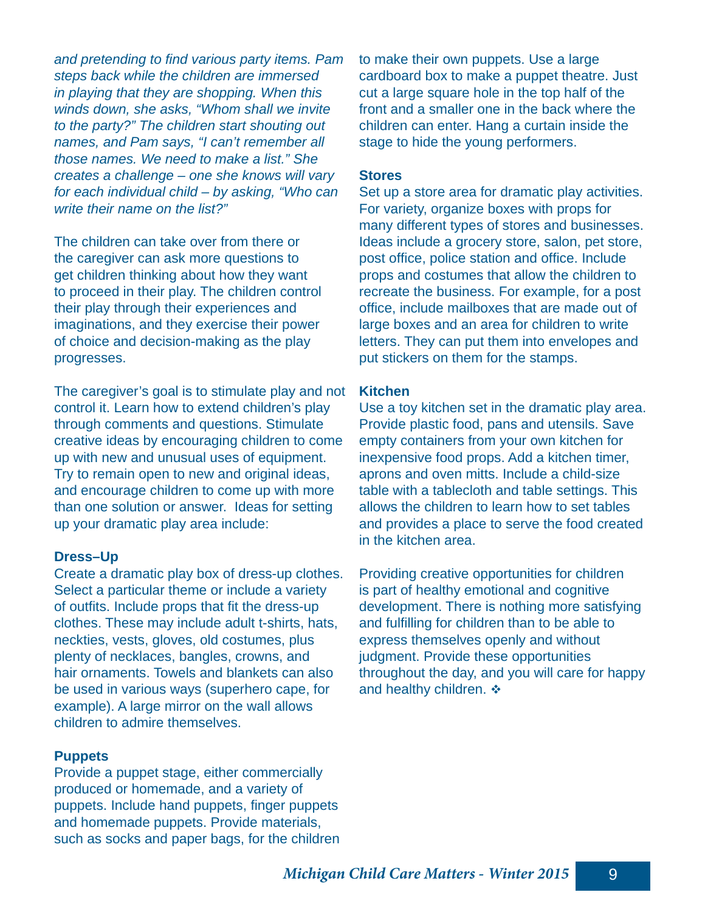*and pretending to find various party items. Pam steps back while the children are immersed in playing that they are shopping. When this winds down, she asks, "Whom shall we invite to the party?" The children start shouting out names, and Pam says, "I can't remember all those names. We need to make a list." She creates a challenge – one she knows will vary for each individual child – by asking, "Who can write their name on the list?"*

The children can take over from there or the caregiver can ask more questions to get children thinking about how they want to proceed in their play. The children control their play through their experiences and imaginations, and they exercise their power of choice and decision-making as the play progresses.

The caregiver's goal is to stimulate play and not control it. Learn how to extend children's play through comments and questions. Stimulate creative ideas by encouraging children to come up with new and unusual uses of equipment. Try to remain open to new and original ideas, and encourage children to come up with more than one solution or answer. Ideas for setting up your dramatic play area include:

**Dress–Up**

Create a dramatic play box of dress-up clothes. Select a particular theme or include a variety of outfits. Include props that fit the dress-up clothes. These may include adult t-shirts, hats, neckties, vests, gloves, old costumes, plus plenty of necklaces, bangles, crowns, and hair ornaments. Towels and blankets can also be used in various ways (superhero cape, for example). A large mirror on the wall allows children to admire themselves.

**Puppets**

Provide a puppet stage, either commercially produced or homemade, and a variety of puppets. Include hand puppets, finger puppets and homemade puppets. Provide materials, such as socks and paper bags, for the children to make their own puppets. Use a large cardboard box to make a puppet theatre. Just cut a large square hole in the top half of the front and a smaller one in the back where the children can enter. Hang a curtain inside the stage to hide the young performers.

**Stores**

Set up a store area for dramatic play activities. For variety, organize boxes with props for many different types of stores and businesses. Ideas include a grocery store, salon, pet store, post office, police station and office. Include props and costumes that allow the children to recreate the business. For example, for a post office, include mailboxes that are made out of large boxes and an area for children to write letters. They can put them into envelopes and put stickers on them for the stamps.

**Kitchen**

Use a toy kitchen set in the dramatic play area. Provide plastic food, pans and utensils. Save empty containers from your own kitchen for inexpensive food props. Add a kitchen timer, aprons and oven mitts. Include a child-size table with a tablecloth and table settings. This allows the children to learn how to set tables and provides a place to serve the food created in the kitchen area.

Providing creative opportunities for children is part of healthy emotional and cognitive development. There is nothing more satisfying and fulfilling for children than to be able to express themselves openly and without judgment. Provide these opportunities throughout the day, and you will care for happy and healthy children. ❖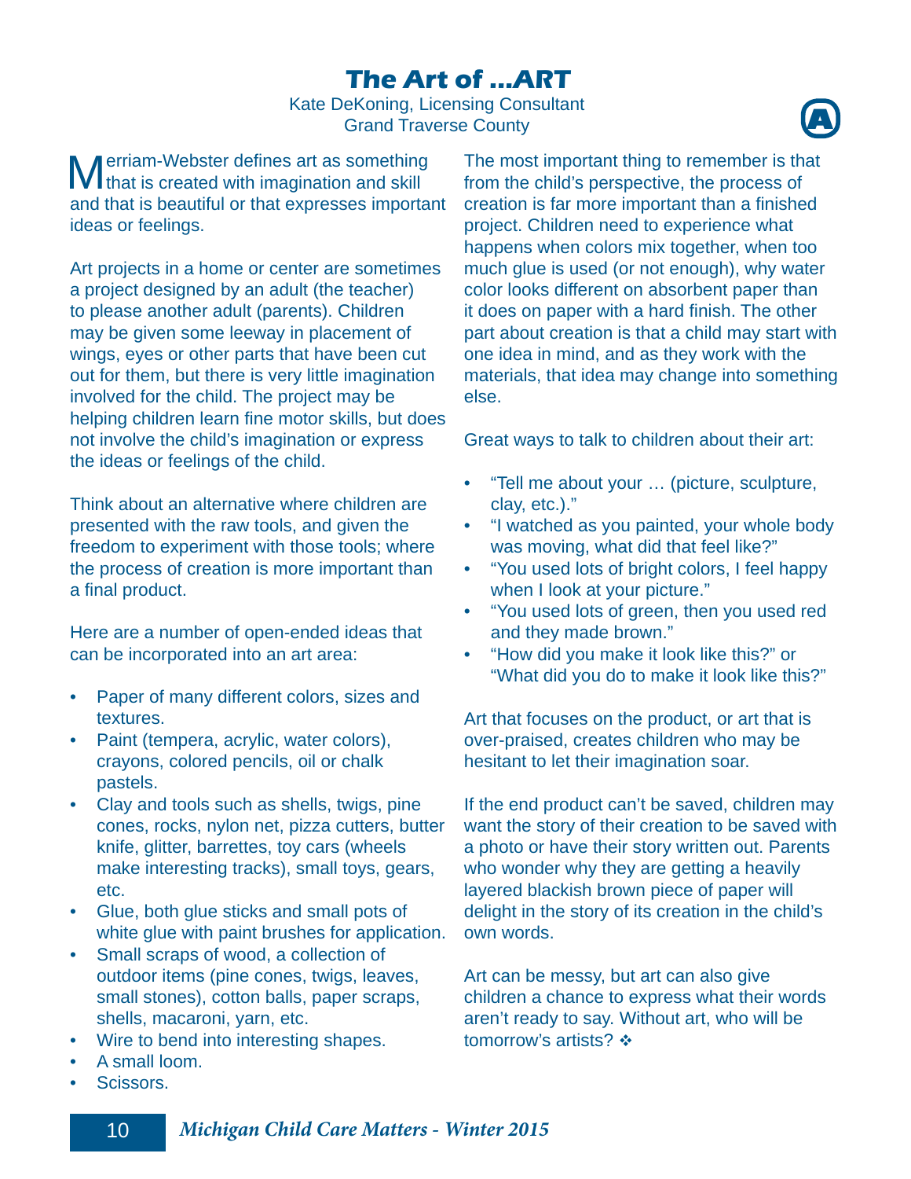# The Art of …ART

Kate DeKoning, Licensing Consultant
Grand Traverse County

Merriam-Webster defines art as something that is created with imagination and skill and that is beautiful or that expresses important ideas or feelings.

Art projects in a home or center are sometimes a project designed by an adult (the teacher) to please another adult (parents). Children may be given some leeway in placement of wings, eyes or other parts that have been cut out for them, but there is very little imagination involved for the child. The project may be helping children learn fine motor skills, but does not involve the child's imagination or express the ideas or feelings of the child.

Think about an alternative where children are presented with the raw tools, and given the freedom to experiment with those tools; where the process of creation is more important than a final product.

Here are a number of open-ended ideas that can be incorporated into an art area:

- Paper of many different colors, sizes and textures.
- Paint (tempera, acrylic, water colors), crayons, colored pencils, oil or chalk pastels.
- Clay and tools such as shells, twigs, pine cones, rocks, nylon net, pizza cutters, butter knife, glitter, barrettes, toy cars (wheels make interesting tracks), small toys, gears, etc.
- Glue, both glue sticks and small pots of white glue with paint brushes for application.
- Small scraps of wood, a collection of outdoor items (pine cones, twigs, leaves, small stones), cotton balls, paper scraps, shells, macaroni, yarn, etc.
- Wire to bend into interesting shapes.
- A small loom.
- Scissors.

The most important thing to remember is that from the child's perspective, the process of creation is far more important than a finished project. Children need to experience what happens when colors mix together, when too much glue is used (or not enough), why water color looks different on absorbent paper than it does on paper with a hard finish. The other part about creation is that a child may start with one idea in mind, and as they work with the materials, that idea may change into something else.

Great ways to talk to children about their art:

- "Tell me about your … (picture, sculpture, clay, etc.)."
- "I watched as you painted, your whole body was moving, what did that feel like?"
- "You used lots of bright colors, I feel happy when I look at your picture."
- "You used lots of green, then you used red and they made brown."
- "How did you make it look like this?" or "What did you do to make it look like this?"

Art that focuses on the product, or art that is over-praised, creates children who may be hesitant to let their imagination soar.

If the end product can't be saved, children may want the story of their creation to be saved with a photo or have their story written out. Parents who wonder why they are getting a heavily layered blackish brown piece of paper will delight in the story of its creation in the child's own words.

Art can be messy, but art can also give children a chance to express what their words aren't ready to say. Without art, who will be tomorrow's artists? ❖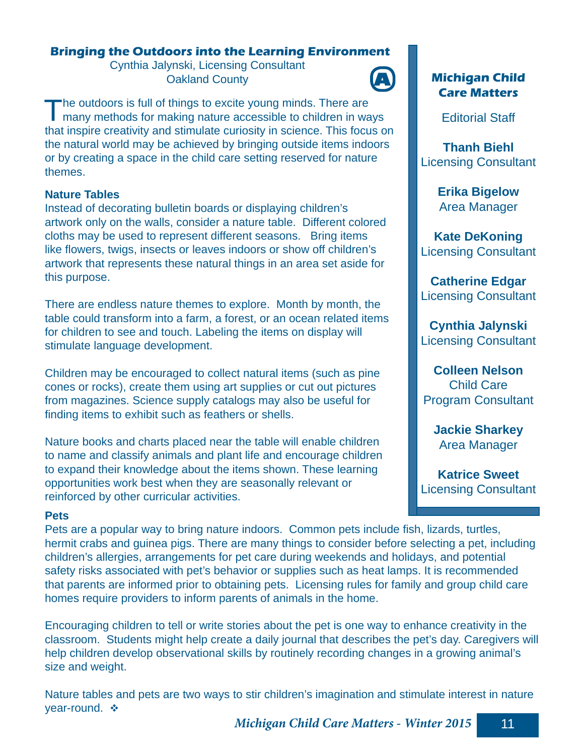## Bringing the Outdoors into the Learning Environment

Cynthia Jalynski, Licensing Consultant
Oakland County

The outdoors is full of things to excite young minds. There are many methods for making nature accessible to children in ways that inspire creativity and stimulate curiosity in science. This focus on the natural world may be achieved by bringing outside items indoors or by creating a space in the child care setting reserved for nature themes.

### Nature Tables

Instead of decorating bulletin boards or displaying children's artwork only on the walls, consider a nature table. Different colored cloths may be used to represent different seasons. Bring items like flowers, twigs, insects or leaves indoors or show off children's artwork that represents these natural things in an area set aside for this purpose.

There are endless nature themes to explore. Month by month, the table could transform into a farm, a forest, or an ocean related items for children to see and touch. Labeling the items on display will stimulate language development.

Children may be encouraged to collect natural items (such as pine cones or rocks), create them using art supplies or cut out pictures from magazines. Science supply catalogs may also be useful for finding items to exhibit such as feathers or shells.

Nature books and charts placed near the table will enable children to name and classify animals and plant life and encourage children to expand their knowledge about the items shown. These learning opportunities work best when they are seasonally relevant or reinforced by other curricular activities.

### Pets

Pets are a popular way to bring nature indoors. Common pets include fish, lizards, turtles, hermit crabs and guinea pigs. There are many things to consider before selecting a pet, including children's allergies, arrangements for pet care during weekends and holidays, and potential safety risks associated with pet's behavior or supplies such as heat lamps. It is recommended that parents are informed prior to obtaining pets. Licensing rules for family and group child care homes require providers to inform parents of animals in the home.

Encouraging children to tell or write stories about the pet is one way to enhance creativity in the classroom. Students might help create a daily journal that describes the pet's day. Caregivers will help children develop observational skills by routinely recording changes in a growing animal's size and weight.

Nature tables and pets are two ways to stir children's imagination and stimulate interest in nature year-round. ❖

---

**Michigan Child Care Matters**

Editorial Staff

**Thanh Biehl**
Licensing Consultant

**Erika Bigelow**
Area Manager

**Kate DeKoning**
Licensing Consultant

**Catherine Edgar**
Licensing Consultant

**Cynthia Jalynski**
Licensing Consultant

**Colleen Nelson**
Child Care Program Consultant

**Jackie Sharkey**
Area Manager

**Katrice Sweet**
Licensing Consultant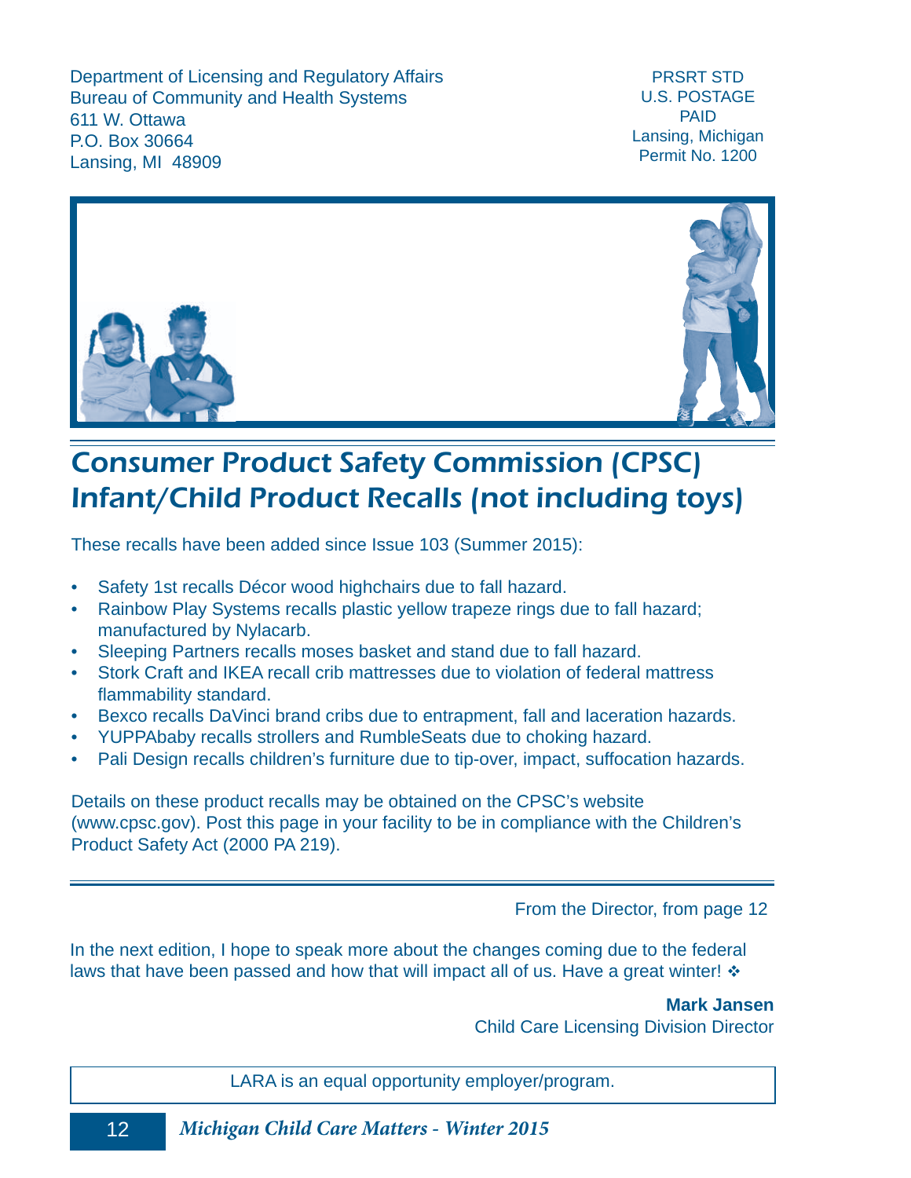Department of Licensing and Regulatory Affairs
Bureau of Community and Health Systems
611 W. Ottawa
P.O. Box 30664
Lansing, MI 48909

PRSRT STD
U.S. POSTAGE
PAID
Lansing, Michigan
Permit No. 1200

# Consumer Product Safety Commission (CPSC) Infant/Child Product Recalls (not including toys)

These recalls have been added since Issue 103 (Summer 2015):

- Safety 1st recalls Décor wood highchairs due to fall hazard.
- Rainbow Play Systems recalls plastic yellow trapeze rings due to fall hazard; manufactured by Nylacarb.
- Sleeping Partners recalls moses basket and stand due to fall hazard.
- Stork Craft and IKEA recall crib mattresses due to violation of federal mattress flammability standard.
- Bexco recalls DaVinci brand cribs due to entrapment, fall and laceration hazards.
- YUPPAbaby recalls strollers and RumbleSeats due to choking hazard.
- Pali Design recalls children's furniture due to tip-over, impact, suffocation hazards.

Details on these product recalls may be obtained on the CPSC's website (www.cpsc.gov). Post this page in your facility to be in compliance with the Children's Product Safety Act (2000 PA 219).

From the Director, from page 12

In the next edition, I hope to speak more about the changes coming due to the federal laws that have been passed and how that will impact all of us. Have a great winter! ❖

**Mark Jansen**
Child Care Licensing Division Director

LARA is an equal opportunity employer/program.